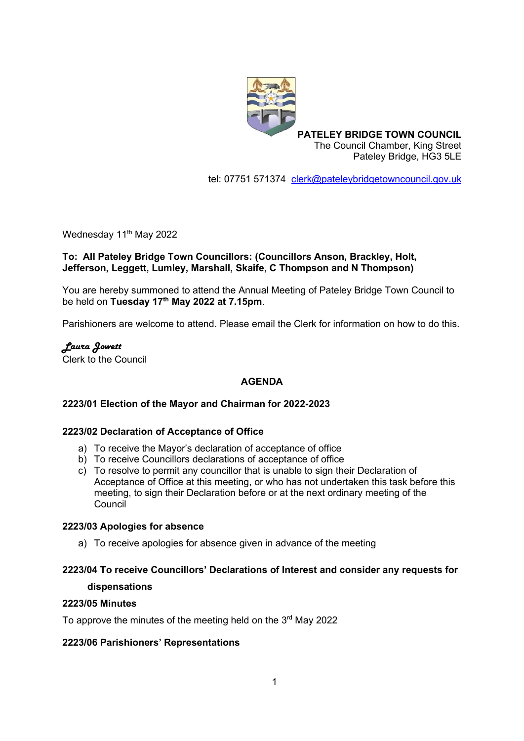**PATELEY BRIDGE TOWN COUNCIL**
The Council Chamber, King Street
Pateley Bridge, HG3 5LE

tel: 07751 571374 clerk@pateleybridgetowncouncil.gov.uk

Wednesday 11th May 2022

**To: All Pateley Bridge Town Councillors: (Councillors Anson, Brackley, Holt, Jefferson, Leggett, Lumley, Marshall, Skaife, C Thompson and N Thompson)**

You are hereby summoned to attend the Annual Meeting of Pateley Bridge Town Council to be held on **Tuesday 17th May 2022 at 7.15pm**.

Parishioners are welcome to attend. Please email the Clerk for information on how to do this.

*Laura Jowett*
Clerk to the Council

## AGENDA

### 2223/01 Election of the Mayor and Chairman for 2022-2023

### 2223/02 Declaration of Acceptance of Office

a) To receive the Mayor's declaration of acceptance of office
b) To receive Councillors declarations of acceptance of office
c) To resolve to permit any councillor that is unable to sign their Declaration of Acceptance of Office at this meeting, or who has not undertaken this task before this meeting, to sign their Declaration before or at the next ordinary meeting of the Council

### 2223/03 Apologies for absence

a) To receive apologies for absence given in advance of the meeting

### 2223/04 To receive Councillors' Declarations of Interest and consider any requests for dispensations

### 2223/05 Minutes

To approve the minutes of the meeting held on the 3rd May 2022

### 2223/06 Parishioners' Representations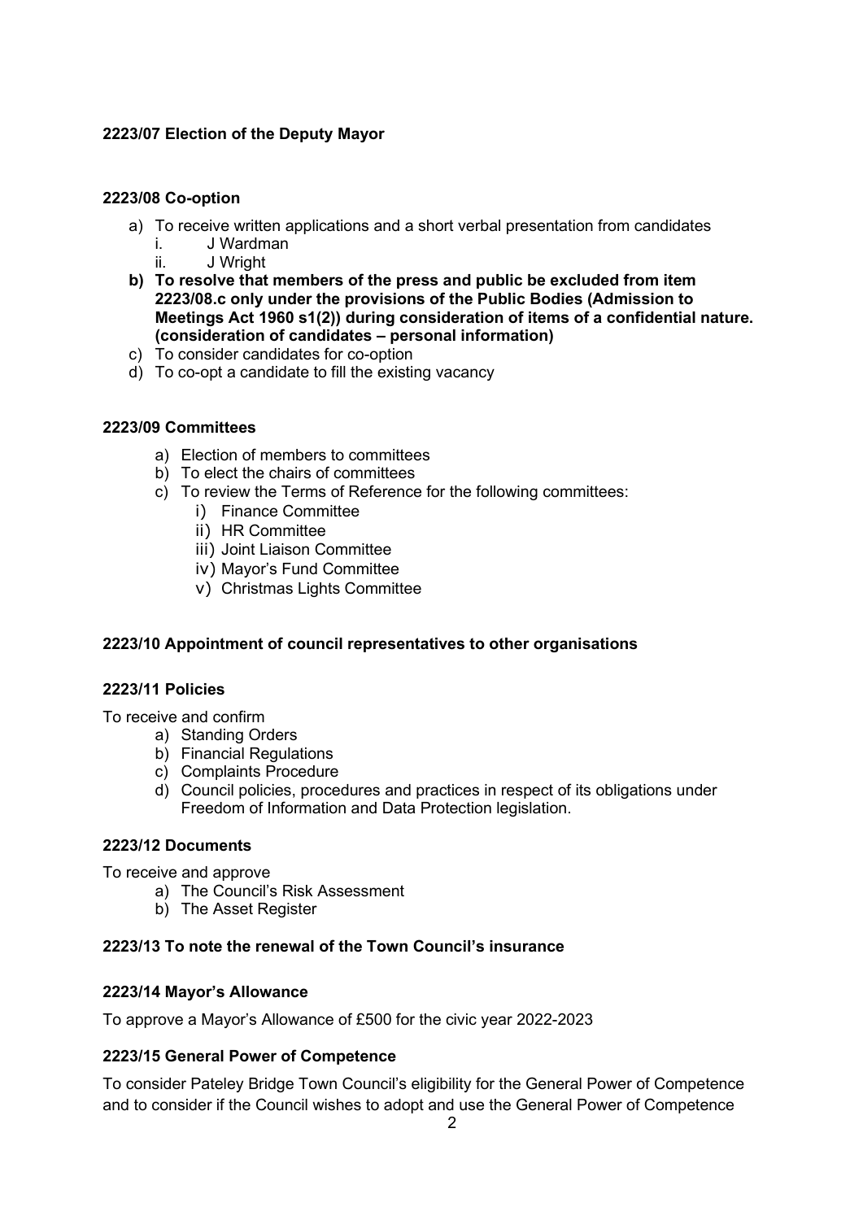**2223/07 Election of the Deputy Mayor**

**2223/08 Co-option**

a) To receive written applications and a short verbal presentation from candidates
   i. J Wardman
   ii. J Wright

**b) To resolve that members of the press and public be excluded from item 2223/08.c only under the provisions of the Public Bodies (Admission to Meetings Act 1960 s1(2)) during consideration of items of a confidential nature. (consideration of candidates – personal information)**

c) To consider candidates for co-option

d) To co-opt a candidate to fill the existing vacancy

**2223/09 Committees**

a) Election of members to committees
b) To elect the chairs of committees
c) To review the Terms of Reference for the following committees:
   i) Finance Committee
   ii) HR Committee
   iii) Joint Liaison Committee
   iv) Mayor's Fund Committee
   v) Christmas Lights Committee

**2223/10 Appointment of council representatives to other organisations**

**2223/11 Policies**

To receive and confirm

a) Standing Orders
b) Financial Regulations
c) Complaints Procedure
d) Council policies, procedures and practices in respect of its obligations under Freedom of Information and Data Protection legislation.

**2223/12 Documents**

To receive and approve

a) The Council's Risk Assessment
b) The Asset Register

**2223/13 To note the renewal of the Town Council's insurance**

**2223/14 Mayor's Allowance**

To approve a Mayor's Allowance of £500 for the civic year 2022-2023

**2223/15 General Power of Competence**

To consider Pateley Bridge Town Council's eligibility for the General Power of Competence and to consider if the Council wishes to adopt and use the General Power of Competence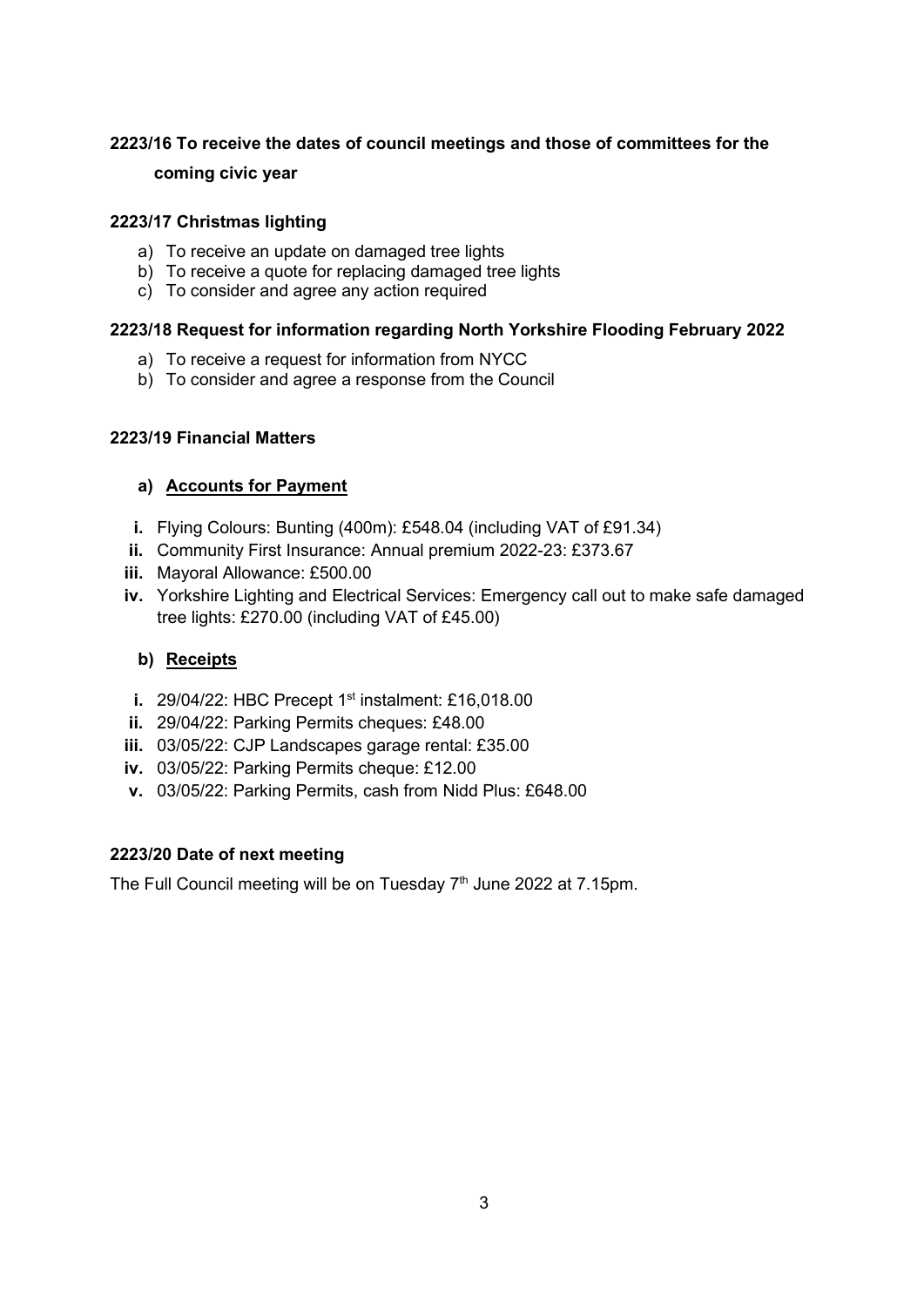**2223/16 To receive the dates of council meetings and those of committees for the coming civic year**

**2223/17 Christmas lighting**

a) To receive an update on damaged tree lights
b) To receive a quote for replacing damaged tree lights
c) To consider and agree any action required

**2223/18 Request for information regarding North Yorkshire Flooding February 2022**

a) To receive a request for information from NYCC
b) To consider and agree a response from the Council

**2223/19 Financial Matters**

**a) Accounts for Payment**

**i.** Flying Colours: Bunting (400m): £548.04 (including VAT of £91.34)
**ii.** Community First Insurance: Annual premium 2022-23: £373.67
**iii.** Mayoral Allowance: £500.00
**iv.** Yorkshire Lighting and Electrical Services: Emergency call out to make safe damaged tree lights: £270.00 (including VAT of £45.00)

**b) Receipts**

**i.** 29/04/22: HBC Precept 1st instalment: £16,018.00
**ii.** 29/04/22: Parking Permits cheques: £48.00
**iii.** 03/05/22: CJP Landscapes garage rental: £35.00
**iv.** 03/05/22: Parking Permits cheque: £12.00
**v.** 03/05/22: Parking Permits, cash from Nidd Plus: £648.00

**2223/20 Date of next meeting**

The Full Council meeting will be on Tuesday 7th June 2022 at 7.15pm.